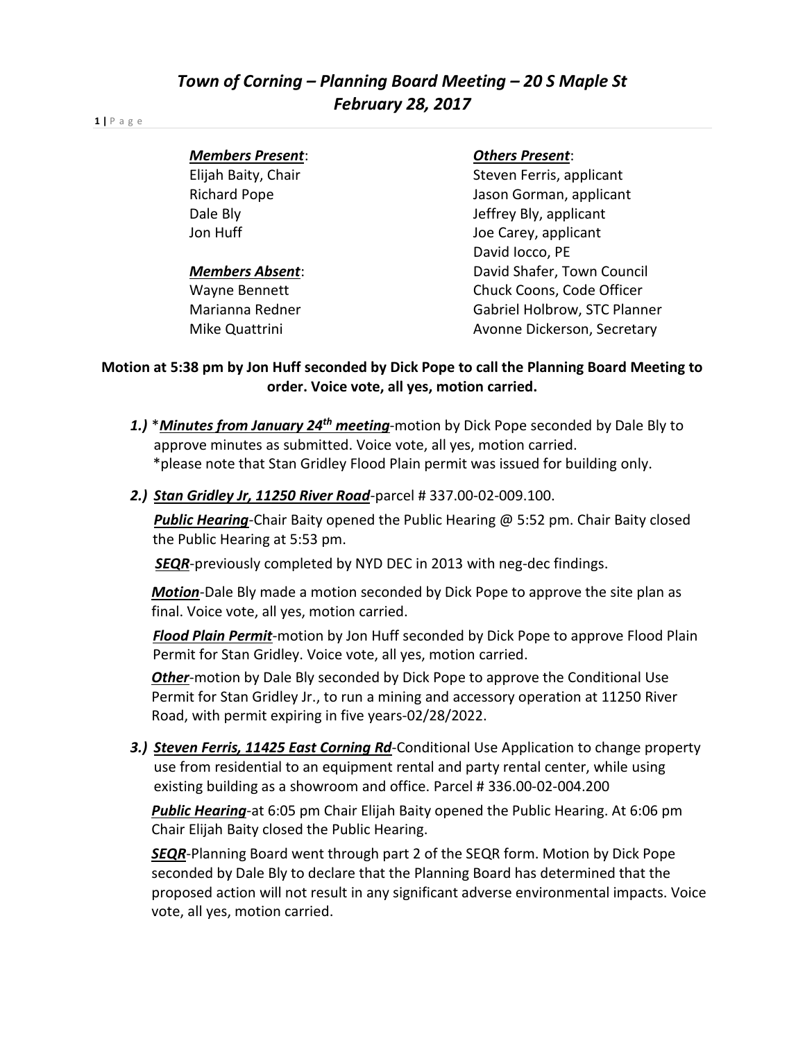# *Town of Corning – Planning Board Meeting – 20 S Maple St*
# *February 28, 2017*

***Members Present***:
Elijah Baity, Chair
Richard Pope
Dale Bly
Jon Huff

***Members Absent***:
Wayne Bennett
Marianna Redner
Mike Quattrini

***Others Present***:
Steven Ferris, applicant
Jason Gorman, applicant
Jeffrey Bly, applicant
Joe Carey, applicant
David Iocco, PE
David Shafer, Town Council
Chuck Coons, Code Officer
Gabriel Holbrow, STC Planner
Avonne Dickerson, Secretary

**Motion at 5:38 pm by Jon Huff seconded by Dick Pope to call the Planning Board Meeting to order. Voice vote, all yes, motion carried.**

1.) *__*Minutes from January 24th meeting*__-motion by Dick Pope seconded by Dale Bly to approve minutes as submitted. Voice vote, all yes, motion carried.
*please note that Stan Gridley Flood Plain permit was issued for building only.

2.) ***__Stan Gridley Jr, 11250 River Road__***-parcel # 337.00-02-009.100.

***__Public Hearing__***-Chair Baity opened the Public Hearing @ 5:52 pm. Chair Baity closed the Public Hearing at 5:53 pm.

***__SEQR__***-previously completed by NYD DEC in 2013 with neg-dec findings.

***__Motion__***-Dale Bly made a motion seconded by Dick Pope to approve the site plan as final. Voice vote, all yes, motion carried.

***__Flood Plain Permit__***-motion by Jon Huff seconded by Dick Pope to approve Flood Plain Permit for Stan Gridley. Voice vote, all yes, motion carried.

***__Other__***-motion by Dale Bly seconded by Dick Pope to approve the Conditional Use Permit for Stan Gridley Jr., to run a mining and accessory operation at 11250 River Road, with permit expiring in five years-02/28/2022.

3.) ***__Steven Ferris, 11425 East Corning Rd__***-Conditional Use Application to change property use from residential to an equipment rental and party rental center, while using existing building as a showroom and office. Parcel # 336.00-02-004.200

***__Public Hearing__***-at 6:05 pm Chair Elijah Baity opened the Public Hearing. At 6:06 pm Chair Elijah Baity closed the Public Hearing.

***__SEQR__***-Planning Board went through part 2 of the SEQR form. Motion by Dick Pope seconded by Dale Bly to declare that the Planning Board has determined that the proposed action will not result in any significant adverse environmental impacts. Voice vote, all yes, motion carried.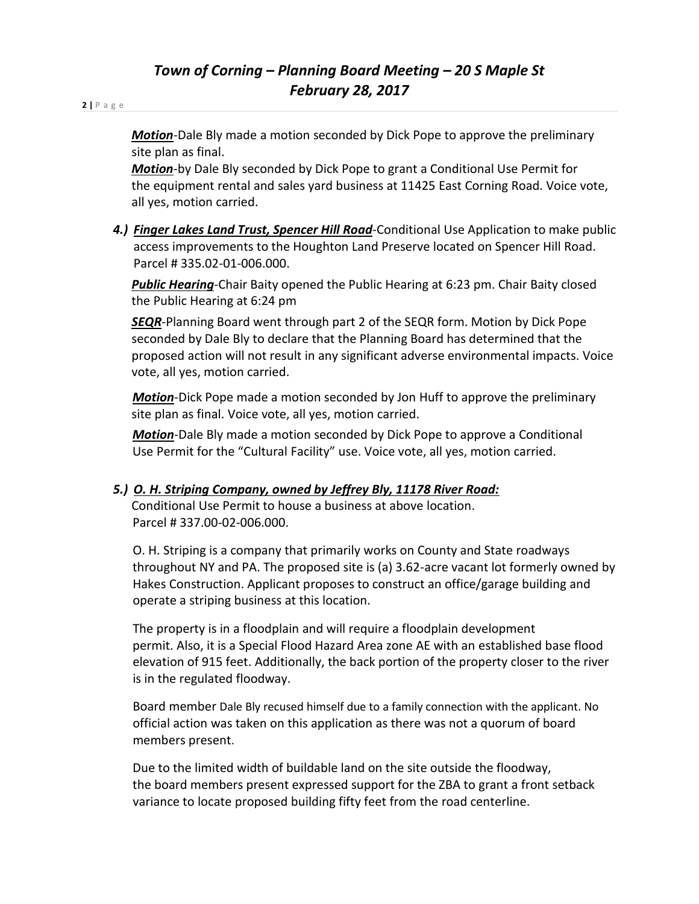***Motion***-Dale Bly made a motion seconded by Dick Pope to approve the preliminary site plan as final.
***Motion***-by Dale Bly seconded by Dick Pope to grant a Conditional Use Permit for the equipment rental and sales yard business at 11425 East Corning Road. Voice vote, all yes, motion carried.

*4.)* ***Finger Lakes Land Trust, Spencer Hill Road***-Conditional Use Application to make public access improvements to the Houghton Land Preserve located on Spencer Hill Road. Parcel # 335.02-01-006.000.

***Public Hearing***-Chair Baity opened the Public Hearing at 6:23 pm. Chair Baity closed the Public Hearing at 6:24 pm

***SEQR***-Planning Board went through part 2 of the SEQR form. Motion by Dick Pope seconded by Dale Bly to declare that the Planning Board has determined that the proposed action will not result in any significant adverse environmental impacts. Voice vote, all yes, motion carried.

***Motion***-Dick Pope made a motion seconded by Jon Huff to approve the preliminary site plan as final. Voice vote, all yes, motion carried.

***Motion***-Dale Bly made a motion seconded by Dick Pope to approve a Conditional Use Permit for the "Cultural Facility" use. Voice vote, all yes, motion carried.

*5.)* ***O. H. Striping Company, owned by Jeffrey Bly, 11178 River Road:***
Conditional Use Permit to house a business at above location.
Parcel # 337.00-02-006.000.

O. H. Striping is a company that primarily works on County and State roadways throughout NY and PA. The proposed site is (a) 3.62-acre vacant lot formerly owned by Hakes Construction. Applicant proposes to construct an office/garage building and operate a striping business at this location.

The property is in a floodplain and will require a floodplain development permit. Also, it is a Special Flood Hazard Area zone AE with an established base flood elevation of 915 feet. Additionally, the back portion of the property closer to the river is in the regulated floodway.

Board member Dale Bly recused himself due to a family connection with the applicant. No official action was taken on this application as there was not a quorum of board members present.

Due to the limited width of buildable land on the site outside the floodway, the board members present expressed support for the ZBA to grant a front setback variance to locate proposed building fifty feet from the road centerline.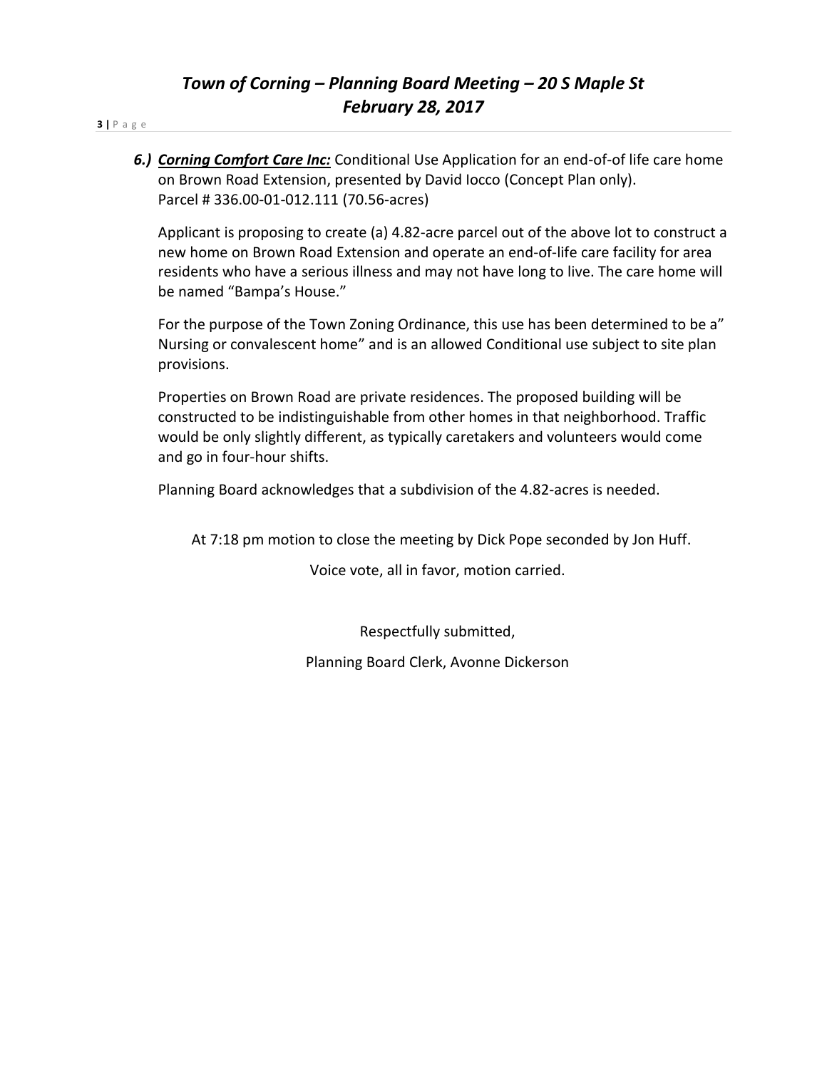*6.)* ***Corning Comfort Care Inc:*** Conditional Use Application for an end-of-of life care home on Brown Road Extension, presented by David Iocco (Concept Plan only). Parcel # 336.00-01-012.111 (70.56-acres)

Applicant is proposing to create (a) 4.82-acre parcel out of the above lot to construct a new home on Brown Road Extension and operate an end-of-life care facility for area residents who have a serious illness and may not have long to live. The care home will be named "Bampa's House."

For the purpose of the Town Zoning Ordinance, this use has been determined to be a" Nursing or convalescent home" and is an allowed Conditional use subject to site plan provisions.

Properties on Brown Road are private residences. The proposed building will be constructed to be indistinguishable from other homes in that neighborhood. Traffic would be only slightly different, as typically caretakers and volunteers would come and go in four-hour shifts.

Planning Board acknowledges that a subdivision of the 4.82-acres is needed.

At 7:18 pm motion to close the meeting by Dick Pope seconded by Jon Huff.

Voice vote, all in favor, motion carried.

Respectfully submitted,

Planning Board Clerk, Avonne Dickerson